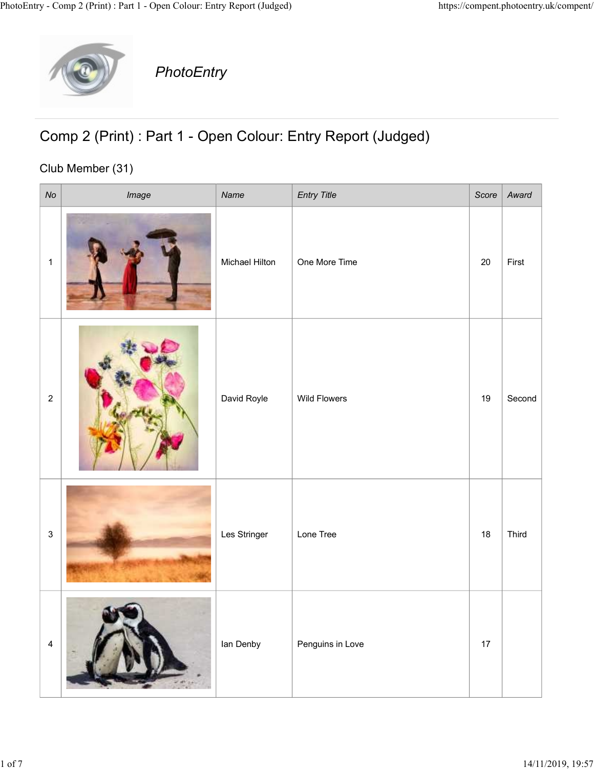PhotoEntry

# Comp 2 (Print) : Part 1 - Open Colour: Entry Report (Judged)

## Club Member (31)

| No | Image | Name | Entry Title | Score | Award |
|---|---|---|---|---|---|
| 1 | | Michael Hilton | One More Time | 20 | First |
| 2 | | David Royle | Wild Flowers | 19 | Second |
| 3 | | Les Stringer | Lone Tree | 18 | Third |
| 4 | | Ian Denby | Penguins in Love | 17 | |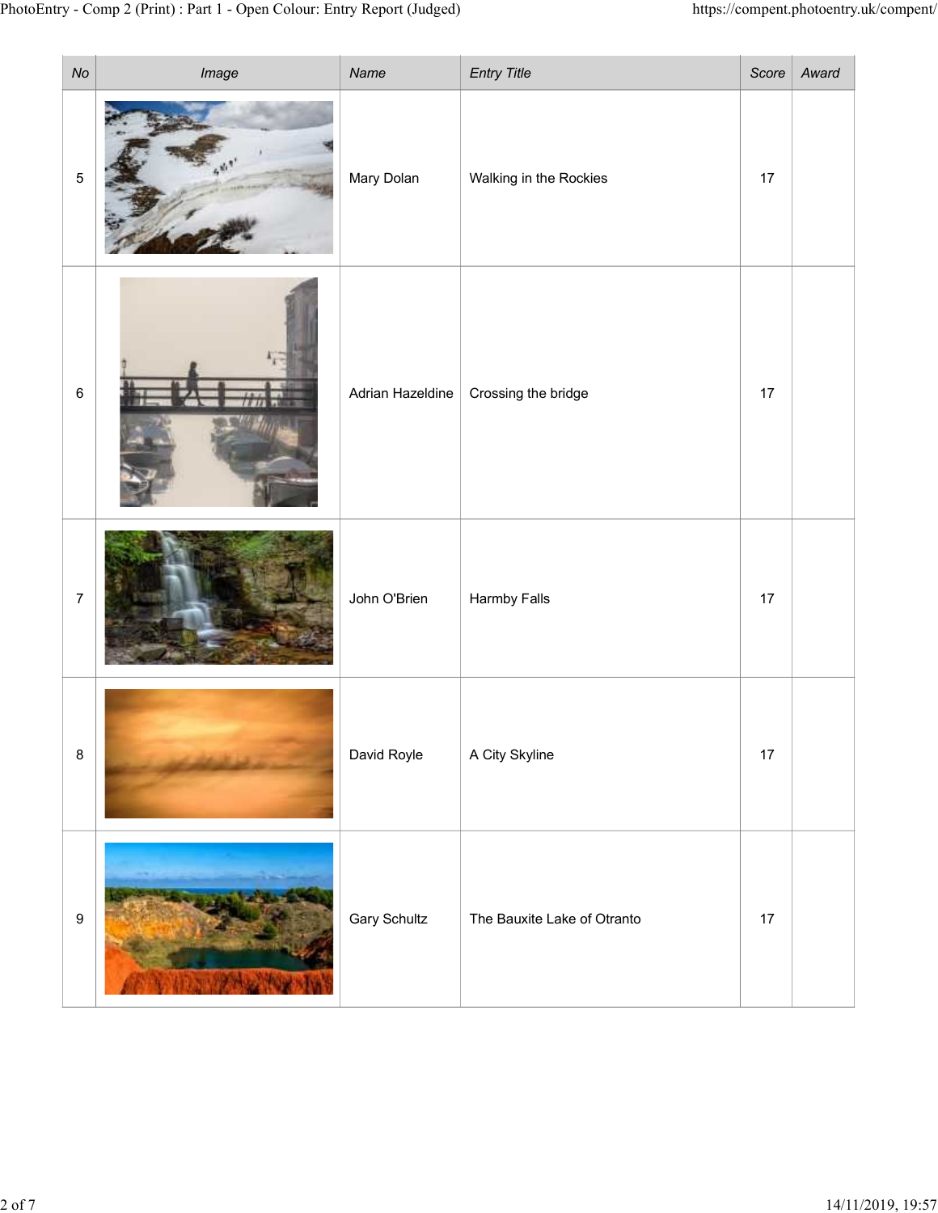| No | Image | Name | Entry Title | Score | Award |
|---|---|---|---|---|---|
| 5 | | Mary Dolan | Walking in the Rockies | 17 | |
| 6 | | Adrian Hazeldine | Crossing the bridge | 17 | |
| 7 | | John O'Brien | Harmby Falls | 17 | |
| 8 | | David Royle | A City Skyline | 17 | |
| 9 | | Gary Schultz | The Bauxite Lake of Otranto | 17 | |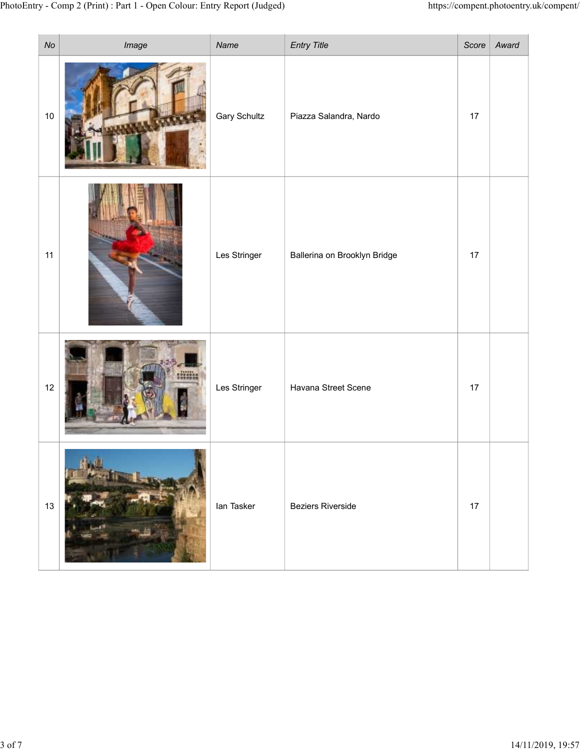| No | Image | Name | Entry Title | Score | Award |
|---|---|---|---|---|---|
| 10 | | Gary Schultz | Piazza Salandra, Nardo | 17 | |
| 11 | | Les Stringer | Ballerina on Brooklyn Bridge | 17 | |
| 12 | | Les Stringer | Havana Street Scene | 17 | |
| 13 | | Ian Tasker | Beziers Riverside | 17 | |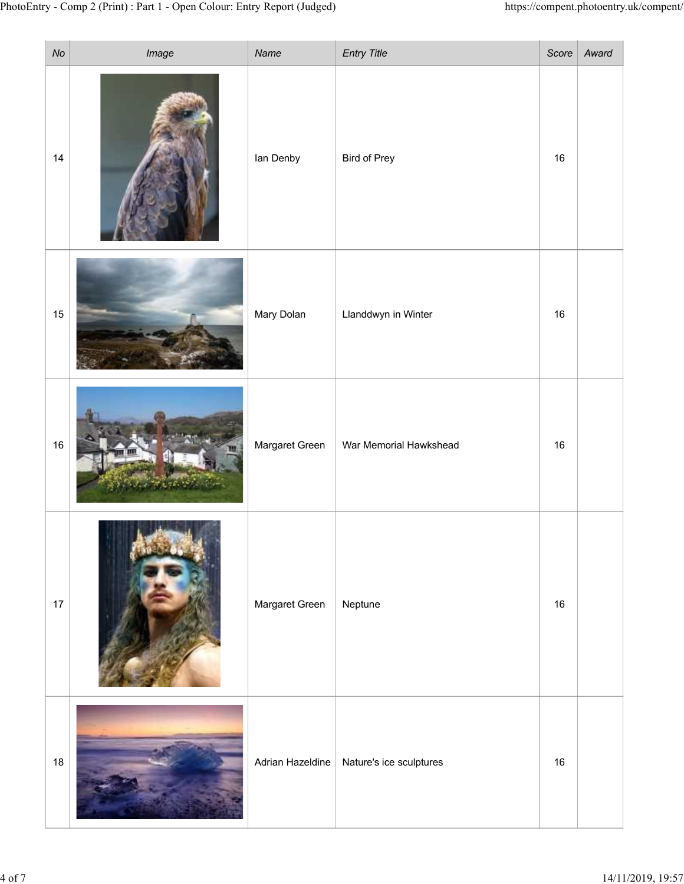| No | Image | Name | Entry Title | Score | Award |
|---|---|---|---|---|---|
| 14 | | Ian Denby | Bird of Prey | 16 | |
| 15 | | Mary Dolan | Llanddwyn in Winter | 16 | |
| 16 | | Margaret Green | War Memorial Hawkshead | 16 | |
| 17 | | Margaret Green | Neptune | 16 | |
| 18 | | Adrian Hazeldine | Nature's ice sculptures | 16 | |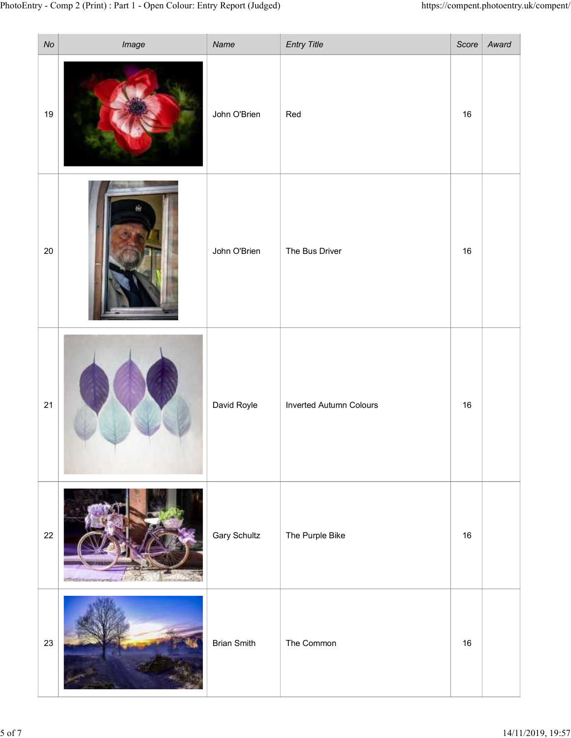| No | Image | Name | Entry Title | Score | Award |
|---|---|---|---|---|---|
| 19 | | John O'Brien | Red | 16 | |
| 20 | | John O'Brien | The Bus Driver | 16 | |
| 21 | | David Royle | Inverted Autumn Colours | 16 | |
| 22 | | Gary Schultz | The Purple Bike | 16 | |
| 23 | | Brian Smith | The Common | 16 | |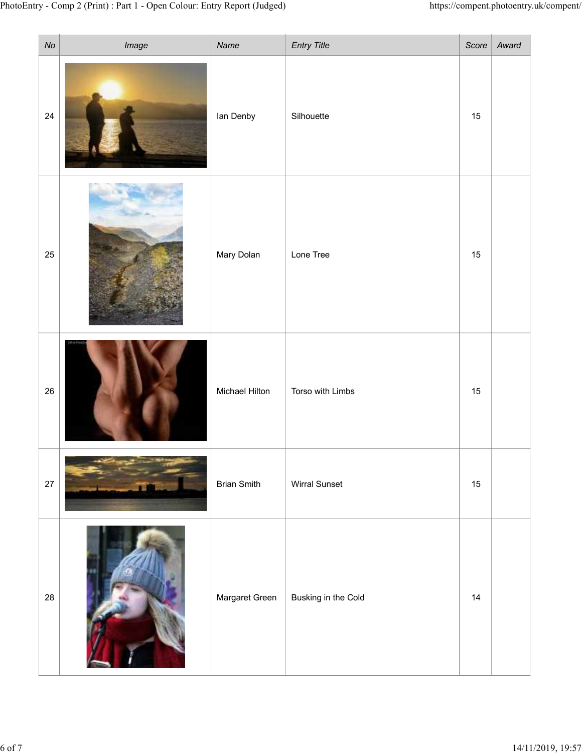| No | Image | Name | Entry Title | Score | Award |
|---|---|---|---|---|---|
| 24 | | Ian Denby | Silhouette | 15 | |
| 25 | | Mary Dolan | Lone Tree | 15 | |
| 26 | | Michael Hilton | Torso with Limbs | 15 | |
| 27 | | Brian Smith | Wirral Sunset | 15 | |
| 28 | | Margaret Green | Busking in the Cold | 14 | |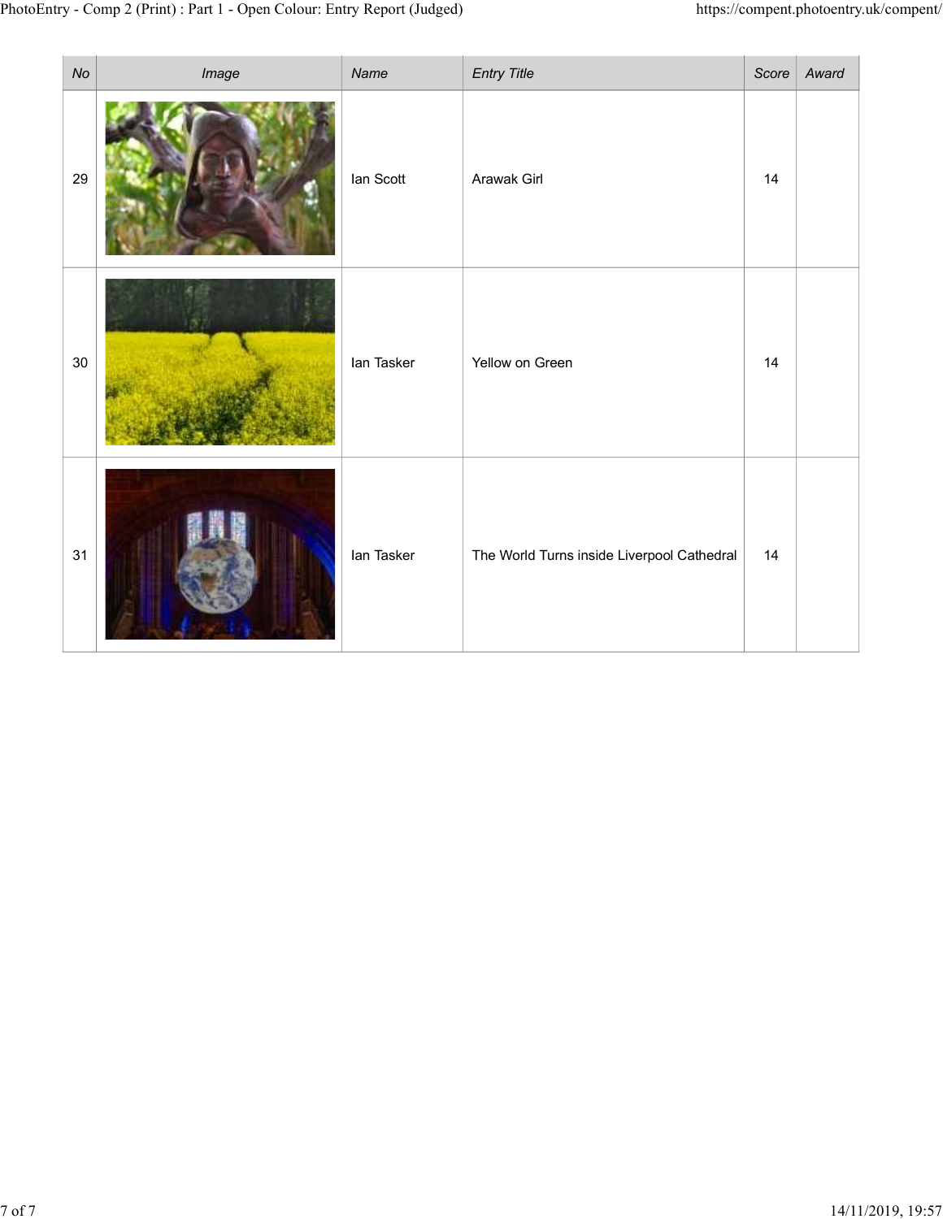| No | Image | Name | Entry Title | Score | Award |
|---|---|---|---|---|---|
| 29 | | Ian Scott | Arawak Girl | 14 | |
| 30 | | Ian Tasker | Yellow on Green | 14 | |
| 31 | | Ian Tasker | The World Turns inside Liverpool Cathedral | 14 | |